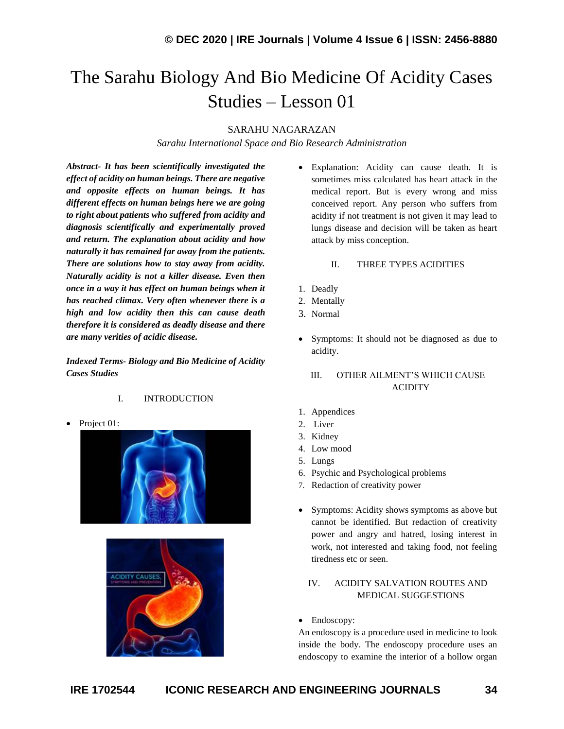# The Sarahu Biology And Bio Medicine Of Acidity Cases Studies – Lesson 01

SARAHU NAGARAZAN

*Sarahu International Space and Bio Research Administration*

***Abstract-** It has been scientifically investigated the effect of acidity on human beings. There are negative and opposite effects on human beings. It has different effects on human beings here we are going to right about patients who suffered from acidity and diagnosis scientifically and experimentally proved and return. The explanation about acidity and how naturally it has remained far away from the patients. There are solutions how to stay away from acidity. Naturally acidity is not a killer disease. Even then once in a way it has effect on human beings when it has reached climax. Very often whenever there is a high and low acidity then this can cause death therefore it is considered as deadly disease and there are many verities of acidic disease.*

***Indexed Terms-** Biology and Bio Medicine of Acidity Cases Studies*

## I. INTRODUCTION

- Project 01:

- Explanation: Acidity can cause death. It is sometimes miss calculated has heart attack in the medical report. But is every wrong and miss conceived report. Any person who suffers from acidity if not treatment is not given it may lead to lungs disease and decision will be taken as heart attack by miss conception.

## II. THREE TYPES ACIDITIES

1. Deadly
2. Mentally
3. Normal

- Symptoms: It should not be diagnosed as due to acidity.

## III. OTHER AILMENT'S WHICH CAUSE ACIDITY

1. Appendices
2. Liver
3. Kidney
4. Low mood
5. Lungs
6. Psychic and Psychological problems
7. Redaction of creativity power

- Symptoms: Acidity shows symptoms as above but cannot be identified. But redaction of creativity power and angry and hatred, losing interest in work, not interested and taking food, not feeling tiredness etc or seen.

## IV. ACIDITY SALVATION ROUTES AND MEDICAL SUGGESTIONS

- Endoscopy:

An endoscopy is a procedure used in medicine to look inside the body. The endoscopy procedure uses an endoscopy to examine the interior of a hollow organ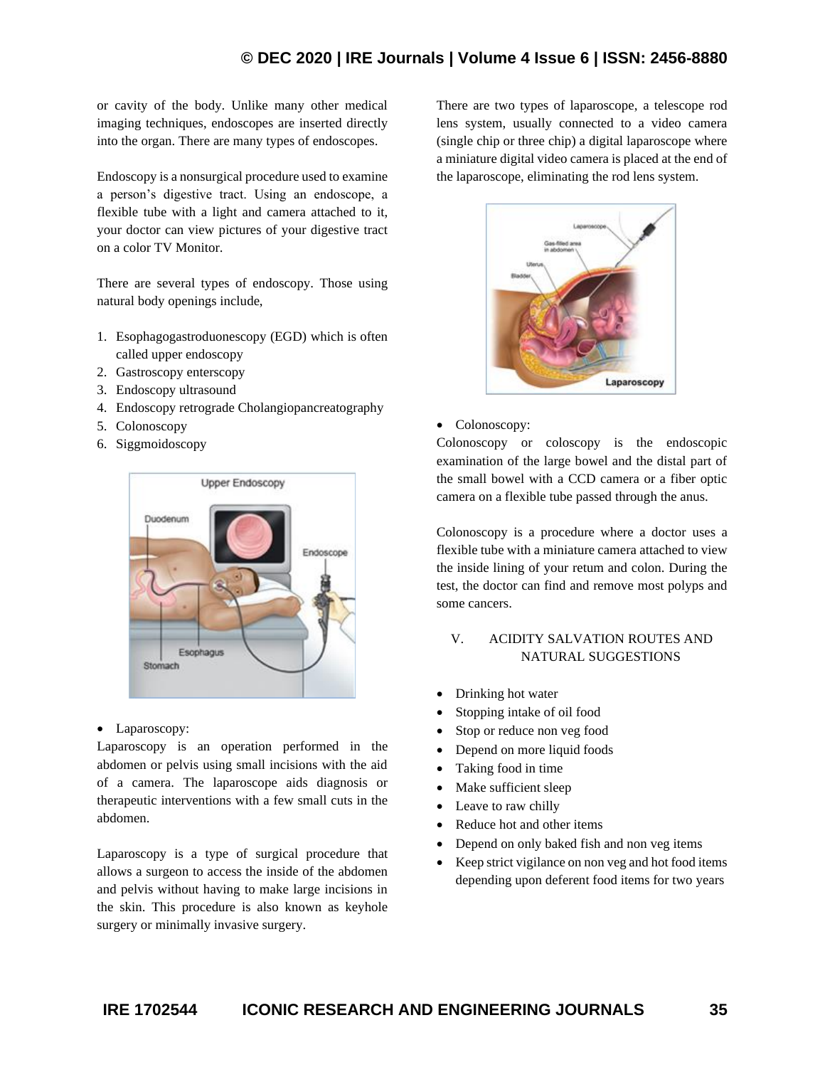or cavity of the body. Unlike many other medical imaging techniques, endoscopes are inserted directly into the organ. There are many types of endoscopes.

Endoscopy is a nonsurgical procedure used to examine a person's digestive tract. Using an endoscope, a flexible tube with a light and camera attached to it, your doctor can view pictures of your digestive tract on a color TV Monitor.

There are several types of endoscopy. Those using natural body openings include,

1. Esophagogastroduonescopy (EGD) which is often called upper endoscopy
2. Gastroscopy enterscopy
3. Endoscopy ultrasound
4. Endoscopy retrograde Cholangiopancreatography
5. Colonoscopy
6. Siggmoidoscopy

- Laparoscopy:

Laparoscopy is an operation performed in the abdomen or pelvis using small incisions with the aid of a camera. The laparoscope aids diagnosis or therapeutic interventions with a few small cuts in the abdomen.

Laparoscopy is a type of surgical procedure that allows a surgeon to access the inside of the abdomen and pelvis without having to make large incisions in the skin. This procedure is also known as keyhole surgery or minimally invasive surgery.

There are two types of laparoscope, a telescope rod lens system, usually connected to a video camera (single chip or three chip) a digital laparoscope where a miniature digital video camera is placed at the end of the laparoscope, eliminating the rod lens system.

- Colonoscopy:

Colonoscopy or coloscopy is the endoscopic examination of the large bowel and the distal part of the small bowel with a CCD camera or a fiber optic camera on a flexible tube passed through the anus.

Colonoscopy is a procedure where a doctor uses a flexible tube with a miniature camera attached to view the inside lining of your retum and colon. During the test, the doctor can find and remove most polyps and some cancers.

## V. ACIDITY SALVATION ROUTES AND NATURAL SUGGESTIONS

- Drinking hot water
- Stopping intake of oil food
- Stop or reduce non veg food
- Depend on more liquid foods
- Taking food in time
- Make sufficient sleep
- Leave to raw chilly
- Reduce hot and other items
- Depend on only baked fish and non veg items
- Keep strict vigilance on non veg and hot food items depending upon deferent food items for two years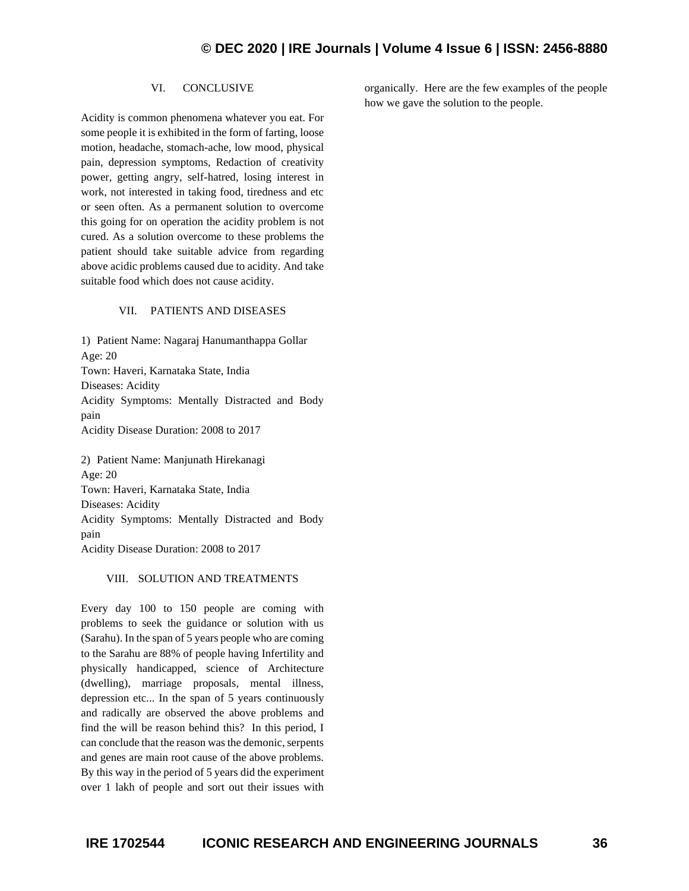## VI. CONCLUSIVE

Acidity is common phenomena whatever you eat. For some people it is exhibited in the form of farting, loose motion, headache, stomach-ache, low mood, physical pain, depression symptoms, Redaction of creativity power, getting angry, self-hatred, losing interest in work, not interested in taking food, tiredness and etc or seen often. As a permanent solution to overcome this going for on operation the acidity problem is not cured. As a solution overcome to these problems the patient should take suitable advice from regarding above acidic problems caused due to acidity. And take suitable food which does not cause acidity.

## VII. PATIENTS AND DISEASES

1) Patient Name: Nagaraj Hanumanthappa Gollar
Age: 20
Town: Haveri, Karnataka State, India
Diseases: Acidity
Acidity Symptoms: Mentally Distracted and Body pain
Acidity Disease Duration: 2008 to 2017

2) Patient Name: Manjunath Hirekanagi
Age: 20
Town: Haveri, Karnataka State, India
Diseases: Acidity
Acidity Symptoms: Mentally Distracted and Body pain
Acidity Disease Duration: 2008 to 2017

## VIII. SOLUTION AND TREATMENTS

Every day 100 to 150 people are coming with problems to seek the guidance or solution with us (Sarahu). In the span of 5 years people who are coming to the Sarahu are 88% of people having Infertility and physically handicapped, science of Architecture (dwelling), marriage proposals, mental illness, depression etc... In the span of 5 years continuously and radically are observed the above problems and find the will be reason behind this? In this period, I can conclude that the reason was the demonic, serpents and genes are main root cause of the above problems. By this way in the period of 5 years did the experiment over 1 lakh of people and sort out their issues with organically. Here are the few examples of the people how we gave the solution to the people.